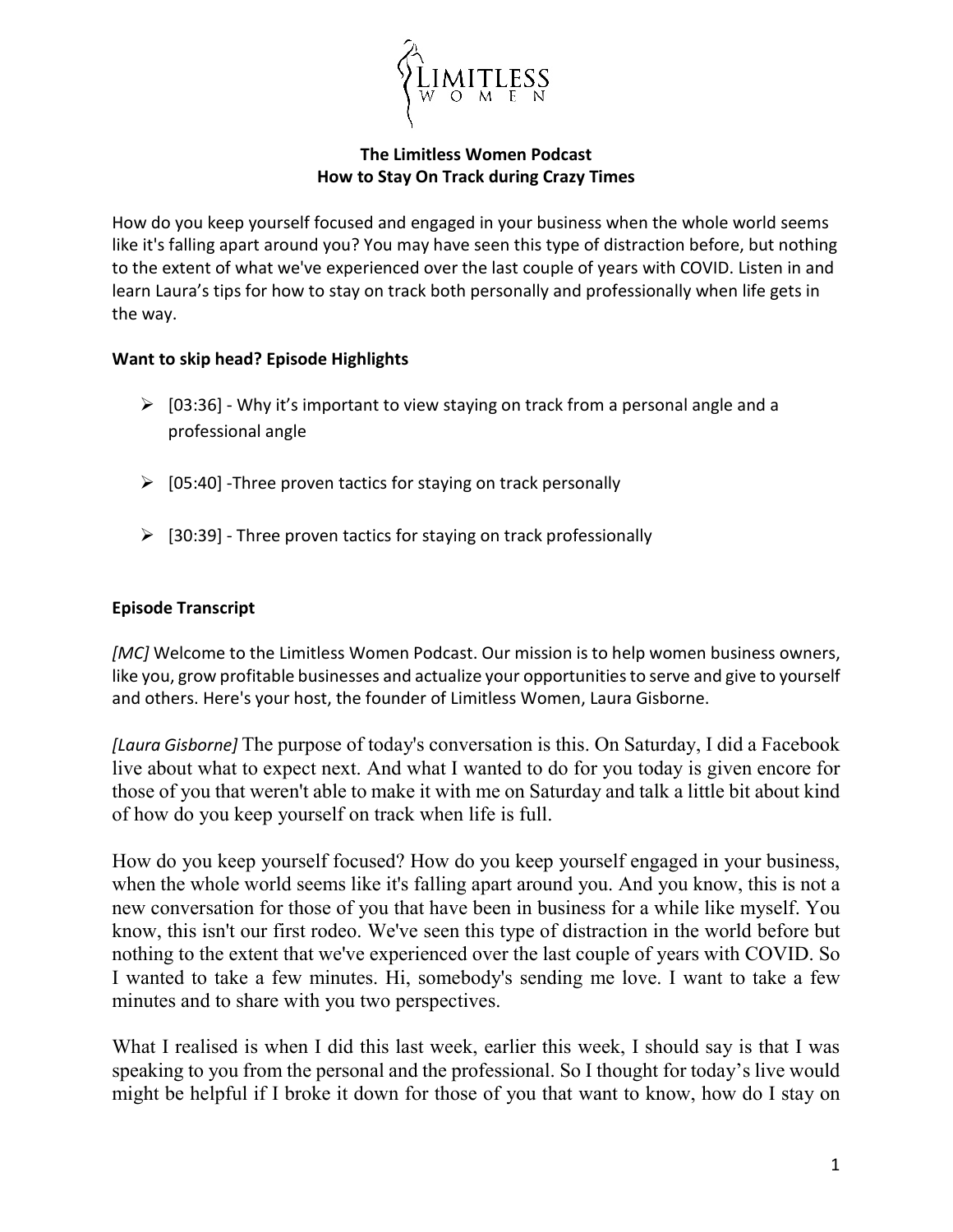# The Limitless Women Podcast
## How to Stay On Track during Crazy Times

How do you keep yourself focused and engaged in your business when the whole world seems like it's falling apart around you? You may have seen this type of distraction before, but nothing to the extent of what we've experienced over the last couple of years with COVID. Listen in and learn Laura's tips for how to stay on track both personally and professionally when life gets in the way.

**Want to skip head? Episode Highlights**

- [03:36] - Why it's important to view staying on track from a personal angle and a professional angle
- [05:40] -Three proven tactics for staying on track personally
- [30:39] - Three proven tactics for staying on track professionally

**Episode Transcript**

*[MC]* Welcome to the Limitless Women Podcast. Our mission is to help women business owners, like you, grow profitable businesses and actualize your opportunities to serve and give to yourself and others. Here's your host, the founder of Limitless Women, Laura Gisborne.

*[Laura Gisborne]* The purpose of today's conversation is this. On Saturday, I did a Facebook live about what to expect next. And what I wanted to do for you today is given encore for those of you that weren't able to make it with me on Saturday and talk a little bit about kind of how do you keep yourself on track when life is full.

How do you keep yourself focused? How do you keep yourself engaged in your business, when the whole world seems like it's falling apart around you. And you know, this is not a new conversation for those of you that have been in business for a while like myself. You know, this isn't our first rodeo. We've seen this type of distraction in the world before but nothing to the extent that we've experienced over the last couple of years with COVID. So I wanted to take a few minutes. Hi, somebody's sending me love. I want to take a few minutes and to share with you two perspectives.

What I realised is when I did this last week, earlier this week, I should say is that I was speaking to you from the personal and the professional. So I thought for today's live would might be helpful if I broke it down for those of you that want to know, how do I stay on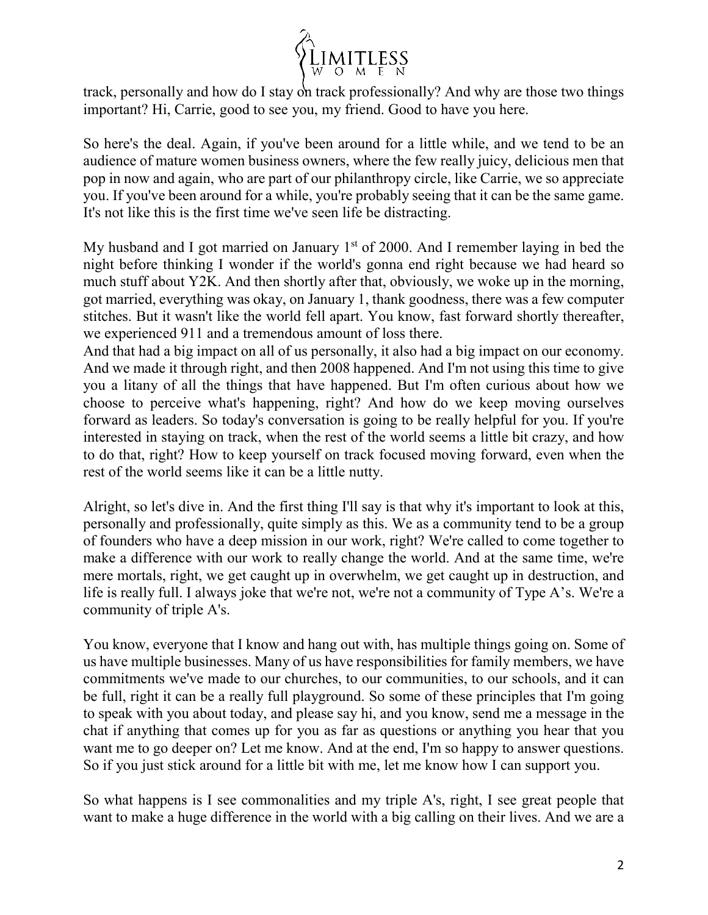track, personally and how do I stay on track professionally? And why are those two things important? Hi, Carrie, good to see you, my friend. Good to have you here.

So here's the deal. Again, if you've been around for a little while, and we tend to be an audience of mature women business owners, where the few really juicy, delicious men that pop in now and again, who are part of our philanthropy circle, like Carrie, we so appreciate you. If you've been around for a while, you're probably seeing that it can be the same game. It's not like this is the first time we've seen life be distracting.

My husband and I got married on January 1st of 2000. And I remember laying in bed the night before thinking I wonder if the world's gonna end right because we had heard so much stuff about Y2K. And then shortly after that, obviously, we woke up in the morning, got married, everything was okay, on January 1, thank goodness, there was a few computer stitches. But it wasn't like the world fell apart. You know, fast forward shortly thereafter, we experienced 911 and a tremendous amount of loss there.
And that had a big impact on all of us personally, it also had a big impact on our economy. And we made it through right, and then 2008 happened. And I'm not using this time to give you a litany of all the things that have happened. But I'm often curious about how we choose to perceive what's happening, right? And how do we keep moving ourselves forward as leaders. So today's conversation is going to be really helpful for you. If you're interested in staying on track, when the rest of the world seems a little bit crazy, and how to do that, right? How to keep yourself on track focused moving forward, even when the rest of the world seems like it can be a little nutty.

Alright, so let's dive in. And the first thing I'll say is that why it's important to look at this, personally and professionally, quite simply as this. We as a community tend to be a group of founders who have a deep mission in our work, right? We're called to come together to make a difference with our work to really change the world. And at the same time, we're mere mortals, right, we get caught up in overwhelm, we get caught up in destruction, and life is really full. I always joke that we're not, we're not a community of Type A's. We're a community of triple A's.

You know, everyone that I know and hang out with, has multiple things going on. Some of us have multiple businesses. Many of us have responsibilities for family members, we have commitments we've made to our churches, to our communities, to our schools, and it can be full, right it can be a really full playground. So some of these principles that I'm going to speak with you about today, and please say hi, and you know, send me a message in the chat if anything that comes up for you as far as questions or anything you hear that you want me to go deeper on? Let me know. And at the end, I'm so happy to answer questions. So if you just stick around for a little bit with me, let me know how I can support you.

So what happens is I see commonalities and my triple A's, right, I see great people that want to make a huge difference in the world with a big calling on their lives. And we are a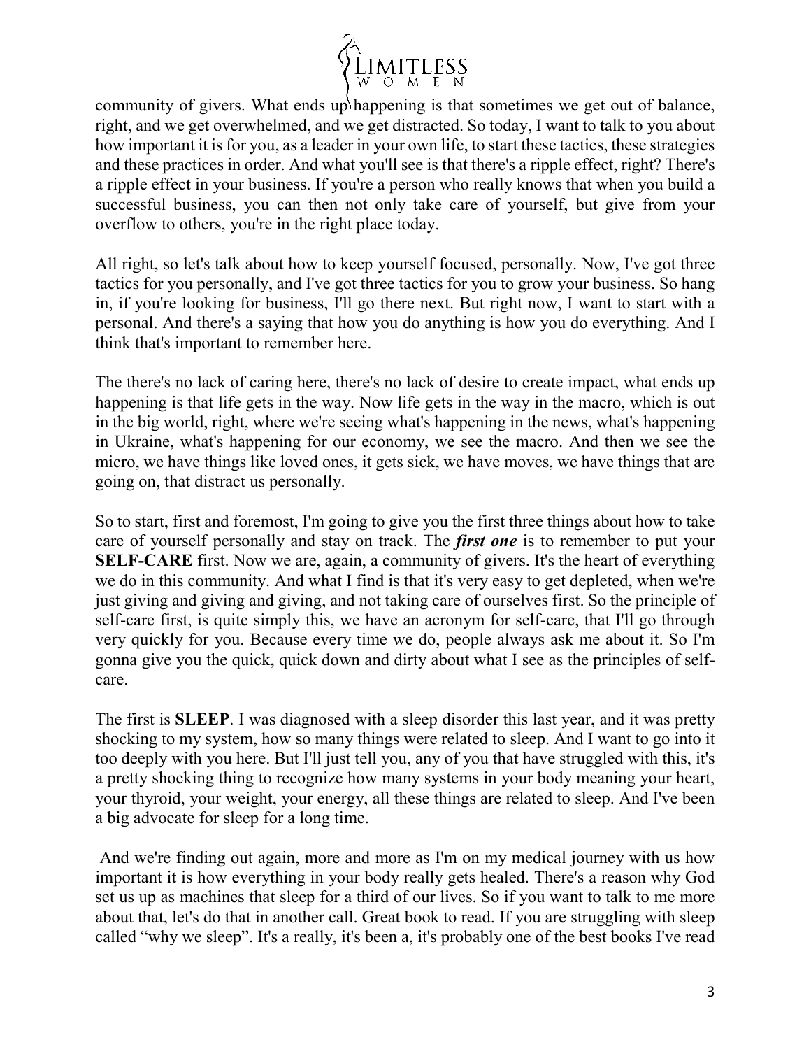community of givers. What ends up happening is that sometimes we get out of balance, right, and we get overwhelmed, and we get distracted. So today, I want to talk to you about how important it is for you, as a leader in your own life, to start these tactics, these strategies and these practices in order. And what you'll see is that there's a ripple effect, right? There's a ripple effect in your business. If you're a person who really knows that when you build a successful business, you can then not only take care of yourself, but give from your overflow to others, you're in the right place today.

All right, so let's talk about how to keep yourself focused, personally. Now, I've got three tactics for you personally, and I've got three tactics for you to grow your business. So hang in, if you're looking for business, I'll go there next. But right now, I want to start with a personal. And there's a saying that how you do anything is how you do everything. And I think that's important to remember here.

The there's no lack of caring here, there's no lack of desire to create impact, what ends up happening is that life gets in the way. Now life gets in the way in the macro, which is out in the big world, right, where we're seeing what's happening in the news, what's happening in Ukraine, what's happening for our economy, we see the macro. And then we see the micro, we have things like loved ones, it gets sick, we have moves, we have things that are going on, that distract us personally.

So to start, first and foremost, I'm going to give you the first three things about how to take care of yourself personally and stay on track. The ***first one*** is to remember to put your **SELF-CARE** first. Now we are, again, a community of givers. It's the heart of everything we do in this community. And what I find is that it's very easy to get depleted, when we're just giving and giving and giving, and not taking care of ourselves first. So the principle of self-care first, is quite simply this, we have an acronym for self-care, that I'll go through very quickly for you. Because every time we do, people always ask me about it. So I'm gonna give you the quick, quick down and dirty about what I see as the principles of self-care.

The first is **SLEEP**. I was diagnosed with a sleep disorder this last year, and it was pretty shocking to my system, how so many things were related to sleep. And I want to go into it too deeply with you here. But I'll just tell you, any of you that have struggled with this, it's a pretty shocking thing to recognize how many systems in your body meaning your heart, your thyroid, your weight, your energy, all these things are related to sleep. And I've been a big advocate for sleep for a long time.

And we're finding out again, more and more as I'm on my medical journey with us how important it is how everything in your body really gets healed. There's a reason why God set us up as machines that sleep for a third of our lives. So if you want to talk to me more about that, let's do that in another call. Great book to read. If you are struggling with sleep called "why we sleep". It's a really, it's been a, it's probably one of the best books I've read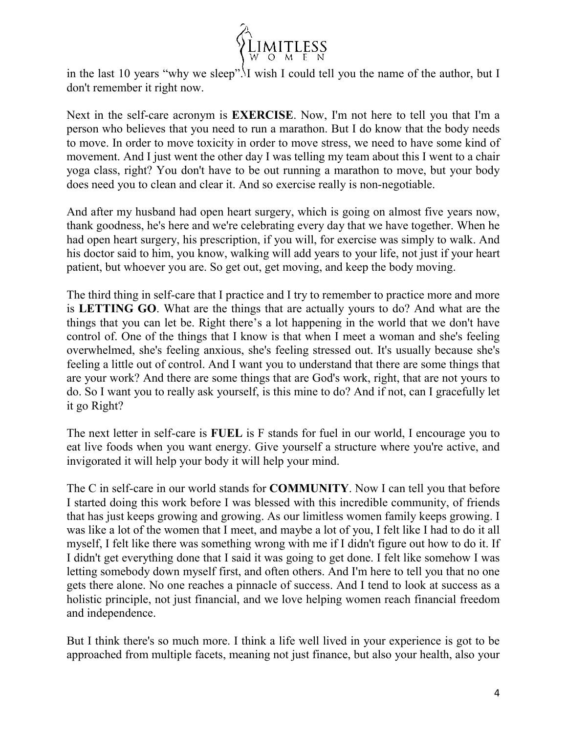in the last 10 years "why we sleep". I wish I could tell you the name of the author, but I don't remember it right now.

Next in the self-care acronym is **EXERCISE**. Now, I'm not here to tell you that I'm a person who believes that you need to run a marathon. But I do know that the body needs to move. In order to move toxicity in order to move stress, we need to have some kind of movement. And I just went the other day I was telling my team about this I went to a chair yoga class, right? You don't have to be out running a marathon to move, but your body does need you to clean and clear it. And so exercise really is non-negotiable.

And after my husband had open heart surgery, which is going on almost five years now, thank goodness, he's here and we're celebrating every day that we have together. When he had open heart surgery, his prescription, if you will, for exercise was simply to walk. And his doctor said to him, you know, walking will add years to your life, not just if your heart patient, but whoever you are. So get out, get moving, and keep the body moving.

The third thing in self-care that I practice and I try to remember to practice more and more is **LETTING GO**. What are the things that are actually yours to do? And what are the things that you can let be. Right there's a lot happening in the world that we don't have control of. One of the things that I know is that when I meet a woman and she's feeling overwhelmed, she's feeling anxious, she's feeling stressed out. It's usually because she's feeling a little out of control. And I want you to understand that there are some things that are your work? And there are some things that are God's work, right, that are not yours to do. So I want you to really ask yourself, is this mine to do? And if not, can I gracefully let it go Right?

The next letter in self-care is **FUEL** is F stands for fuel in our world, I encourage you to eat live foods when you want energy. Give yourself a structure where you're active, and invigorated it will help your body it will help your mind.

The C in self-care in our world stands for **COMMUNITY**. Now I can tell you that before I started doing this work before I was blessed with this incredible community, of friends that has just keeps growing and growing. As our limitless women family keeps growing. I was like a lot of the women that I meet, and maybe a lot of you, I felt like I had to do it all myself, I felt like there was something wrong with me if I didn't figure out how to do it. If I didn't get everything done that I said it was going to get done. I felt like somehow I was letting somebody down myself first, and often others. And I'm here to tell you that no one gets there alone. No one reaches a pinnacle of success. And I tend to look at success as a holistic principle, not just financial, and we love helping women reach financial freedom and independence.

But I think there's so much more. I think a life well lived in your experience is got to be approached from multiple facets, meaning not just finance, but also your health, also your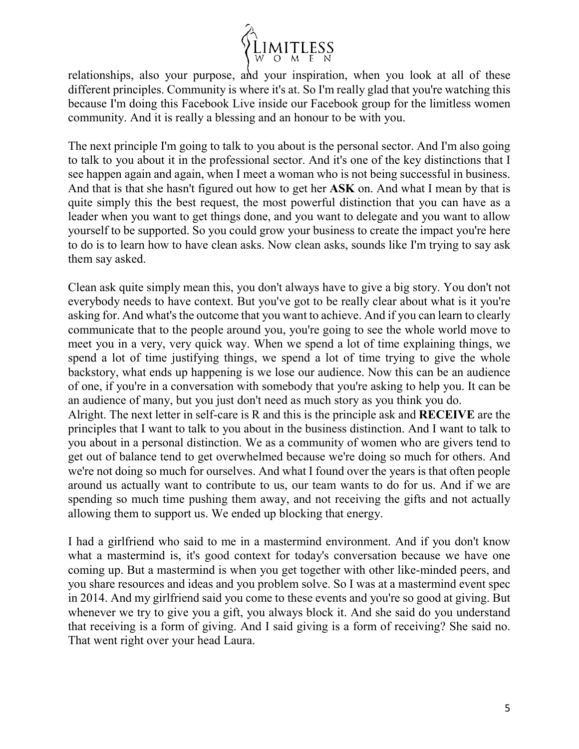relationships, also your purpose, and your inspiration, when you look at all of these different principles. Community is where it's at. So I'm really glad that you're watching this because I'm doing this Facebook Live inside our Facebook group for the limitless women community. And it is really a blessing and an honour to be with you.

The next principle I'm going to talk to you about is the personal sector. And I'm also going to talk to you about it in the professional sector. And it's one of the key distinctions that I see happen again and again, when I meet a woman who is not being successful in business. And that is that she hasn't figured out how to get her **ASK** on. And what I mean by that is quite simply this the best request, the most powerful distinction that you can have as a leader when you want to get things done, and you want to delegate and you want to allow yourself to be supported. So you could grow your business to create the impact you're here to do is to learn how to have clean asks. Now clean asks, sounds like I'm trying to say ask them say asked.

Clean ask quite simply mean this, you don't always have to give a big story. You don't not everybody needs to have context. But you've got to be really clear about what is it you're asking for. And what's the outcome that you want to achieve. And if you can learn to clearly communicate that to the people around you, you're going to see the whole world move to meet you in a very, very quick way. When we spend a lot of time explaining things, we spend a lot of time justifying things, we spend a lot of time trying to give the whole backstory, what ends up happening is we lose our audience. Now this can be an audience of one, if you're in a conversation with somebody that you're asking to help you. It can be an audience of many, but you just don't need as much story as you think you do.

Alright. The next letter in self-care is R and this is the principle ask and **RECEIVE** are the principles that I want to talk to you about in the business distinction. And I want to talk to you about in a personal distinction. We as a community of women who are givers tend to get out of balance tend to get overwhelmed because we're doing so much for others. And we're not doing so much for ourselves. And what I found over the years is that often people around us actually want to contribute to us, our team wants to do for us. And if we are spending so much time pushing them away, and not receiving the gifts and not actually allowing them to support us. We ended up blocking that energy.

I had a girlfriend who said to me in a mastermind environment. And if you don't know what a mastermind is, it's good context for today's conversation because we have one coming up. But a mastermind is when you get together with other like-minded peers, and you share resources and ideas and you problem solve. So I was at a mastermind event spec in 2014. And my girlfriend said you come to these events and you're so good at giving. But whenever we try to give you a gift, you always block it. And she said do you understand that receiving is a form of giving. And I said giving is a form of receiving? She said no. That went right over your head Laura.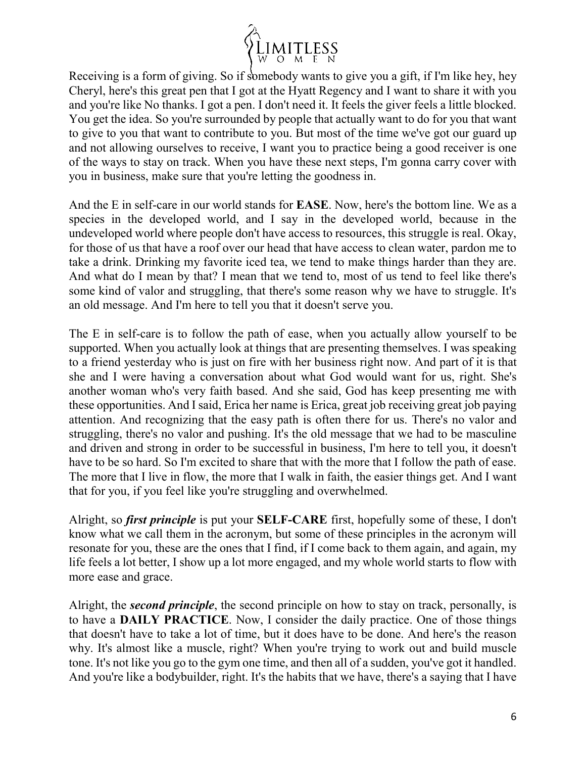Receiving is a form of giving. So if somebody wants to give you a gift, if I'm like hey, hey Cheryl, here's this great pen that I got at the Hyatt Regency and I want to share it with you and you're like No thanks. I got a pen. I don't need it. It feels the giver feels a little blocked. You get the idea. So you're surrounded by people that actually want to do for you that want to give to you that want to contribute to you. But most of the time we've got our guard up and not allowing ourselves to receive, I want you to practice being a good receiver is one of the ways to stay on track. When you have these next steps, I'm gonna carry cover with you in business, make sure that you're letting the goodness in.

And the E in self-care in our world stands for **EASE**. Now, here's the bottom line. We as a species in the developed world, and I say in the developed world, because in the undeveloped world where people don't have access to resources, this struggle is real. Okay, for those of us that have a roof over our head that have access to clean water, pardon me to take a drink. Drinking my favorite iced tea, we tend to make things harder than they are. And what do I mean by that? I mean that we tend to, most of us tend to feel like there's some kind of valor and struggling, that there's some reason why we have to struggle. It's an old message. And I'm here to tell you that it doesn't serve you.

The E in self-care is to follow the path of ease, when you actually allow yourself to be supported. When you actually look at things that are presenting themselves. I was speaking to a friend yesterday who is just on fire with her business right now. And part of it is that she and I were having a conversation about what God would want for us, right. She's another woman who's very faith based. And she said, God has keep presenting me with these opportunities. And I said, Erica her name is Erica, great job receiving great job paying attention. And recognizing that the easy path is often there for us. There's no valor and struggling, there's no valor and pushing. It's the old message that we had to be masculine and driven and strong in order to be successful in business, I'm here to tell you, it doesn't have to be so hard. So I'm excited to share that with the more that I follow the path of ease. The more that I live in flow, the more that I walk in faith, the easier things get. And I want that for you, if you feel like you're struggling and overwhelmed.

Alright, so ***first principle*** is put your **SELF-CARE** first, hopefully some of these, I don't know what we call them in the acronym, but some of these principles in the acronym will resonate for you, these are the ones that I find, if I come back to them again, and again, my life feels a lot better, I show up a lot more engaged, and my whole world starts to flow with more ease and grace.

Alright, the ***second principle***, the second principle on how to stay on track, personally, is to have a **DAILY PRACTICE**. Now, I consider the daily practice. One of those things that doesn't have to take a lot of time, but it does have to be done. And here's the reason why. It's almost like a muscle, right? When you're trying to work out and build muscle tone. It's not like you go to the gym one time, and then all of a sudden, you've got it handled. And you're like a bodybuilder, right. It's the habits that we have, there's a saying that I have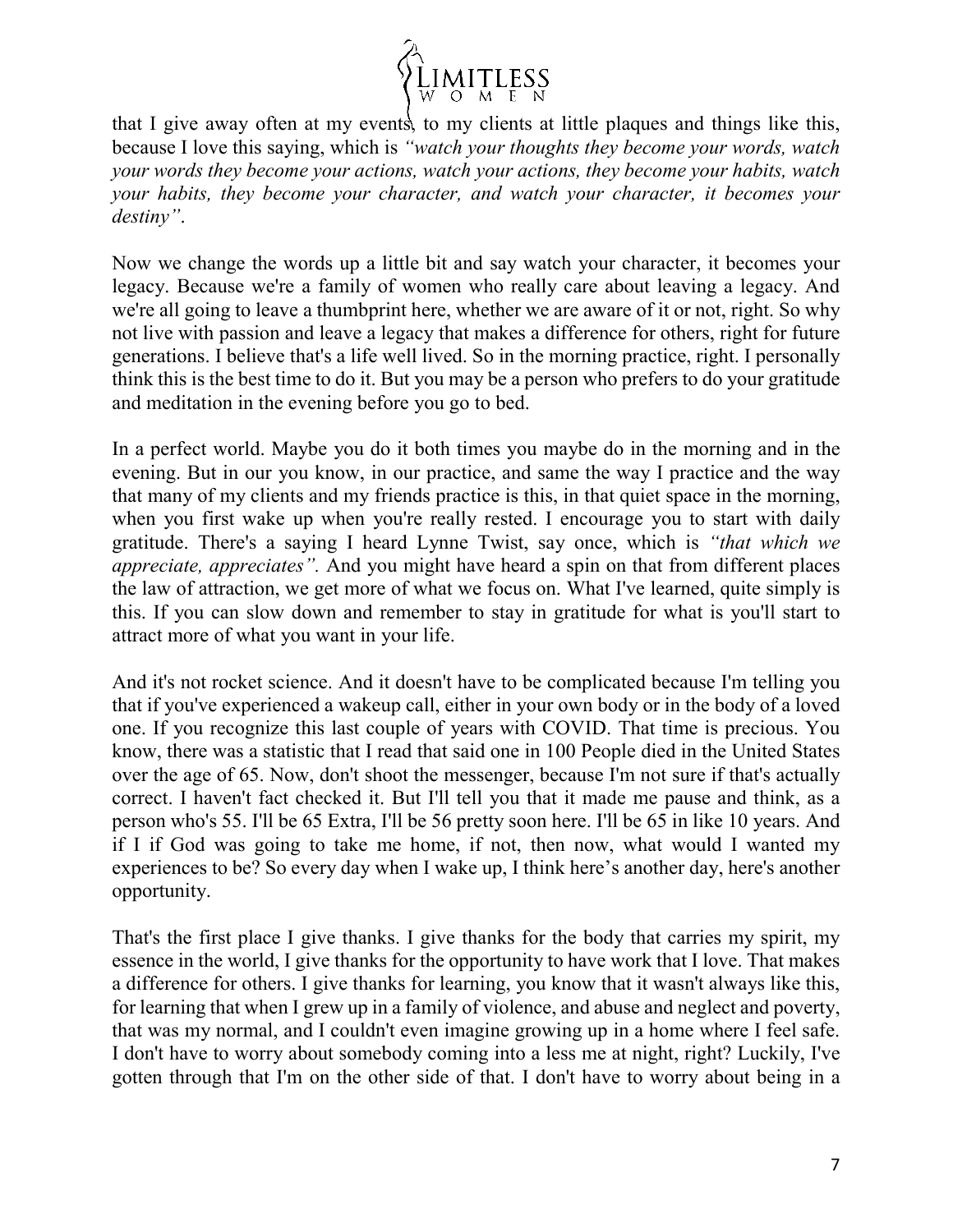that I give away often at my events, to my clients at little plaques and things like this, because I love this saying, which is *"watch your thoughts they become your words, watch your words they become your actions, watch your actions, they become your habits, watch your habits, they become your character, and watch your character, it becomes your destiny".*

Now we change the words up a little bit and say watch your character, it becomes your legacy. Because we're a family of women who really care about leaving a legacy. And we're all going to leave a thumbprint here, whether we are aware of it or not, right. So why not live with passion and leave a legacy that makes a difference for others, right for future generations. I believe that's a life well lived. So in the morning practice, right. I personally think this is the best time to do it. But you may be a person who prefers to do your gratitude and meditation in the evening before you go to bed.

In a perfect world. Maybe you do it both times you maybe do in the morning and in the evening. But in our you know, in our practice, and same the way I practice and the way that many of my clients and my friends practice is this, in that quiet space in the morning, when you first wake up when you're really rested. I encourage you to start with daily gratitude. There's a saying I heard Lynne Twist, say once, which is *"that which we appreciate, appreciates".* And you might have heard a spin on that from different places the law of attraction, we get more of what we focus on. What I've learned, quite simply is this. If you can slow down and remember to stay in gratitude for what is you'll start to attract more of what you want in your life.

And it's not rocket science. And it doesn't have to be complicated because I'm telling you that if you've experienced a wakeup call, either in your own body or in the body of a loved one. If you recognize this last couple of years with COVID. That time is precious. You know, there was a statistic that I read that said one in 100 People died in the United States over the age of 65. Now, don't shoot the messenger, because I'm not sure if that's actually correct. I haven't fact checked it. But I'll tell you that it made me pause and think, as a person who's 55. I'll be 65 Extra, I'll be 56 pretty soon here. I'll be 65 in like 10 years. And if I if God was going to take me home, if not, then now, what would I wanted my experiences to be? So every day when I wake up, I think here's another day, here's another opportunity.

That's the first place I give thanks. I give thanks for the body that carries my spirit, my essence in the world, I give thanks for the opportunity to have work that I love. That makes a difference for others. I give thanks for learning, you know that it wasn't always like this, for learning that when I grew up in a family of violence, and abuse and neglect and poverty, that was my normal, and I couldn't even imagine growing up in a home where I feel safe. I don't have to worry about somebody coming into a less me at night, right? Luckily, I've gotten through that I'm on the other side of that. I don't have to worry about being in a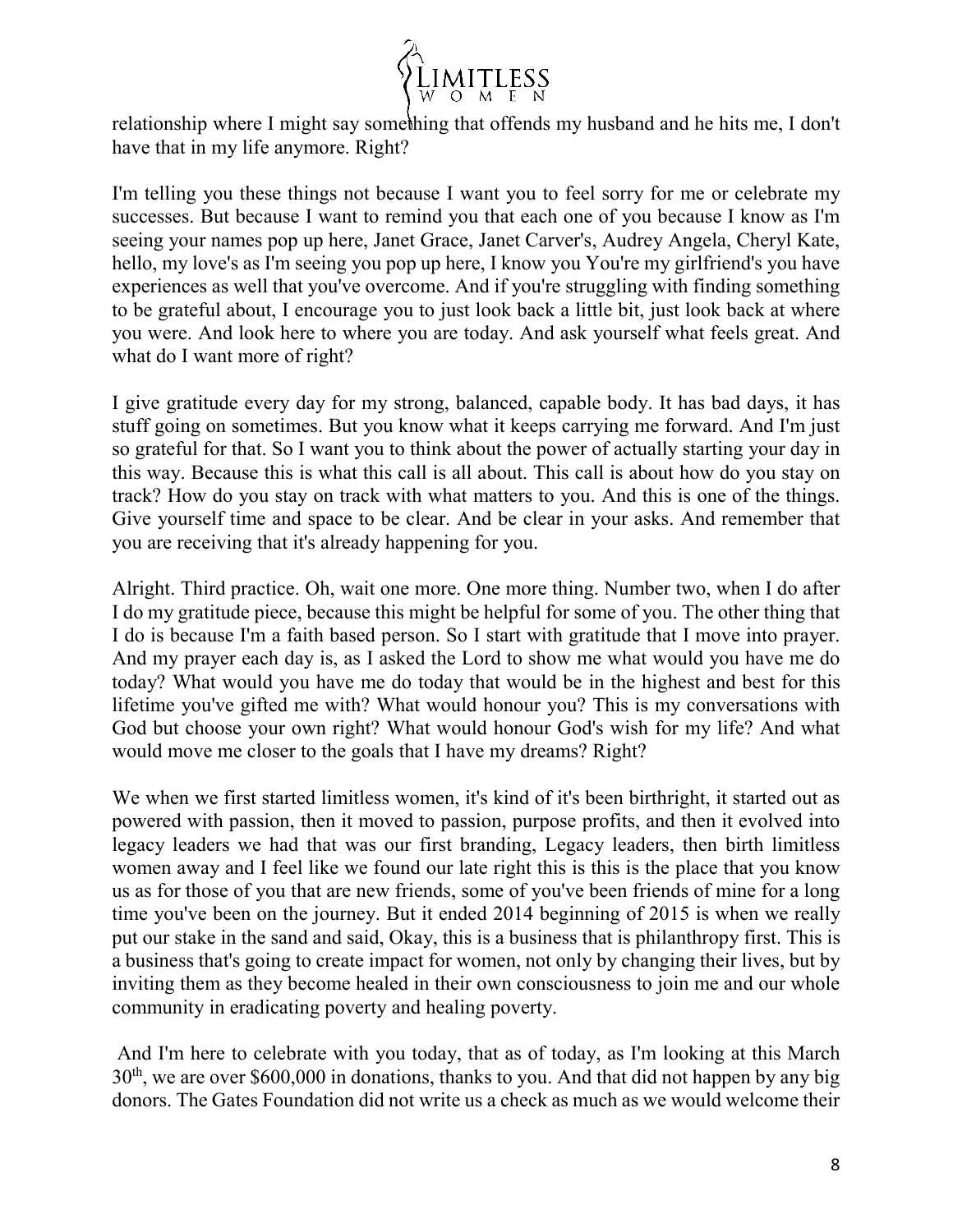relationship where I might say something that offends my husband and he hits me, I don't have that in my life anymore. Right?

I'm telling you these things not because I want you to feel sorry for me or celebrate my successes. But because I want to remind you that each one of you because I know as I'm seeing your names pop up here, Janet Grace, Janet Carver's, Audrey Angela, Cheryl Kate, hello, my love's as I'm seeing you pop up here, I know you You're my girlfriend's you have experiences as well that you've overcome. And if you're struggling with finding something to be grateful about, I encourage you to just look back a little bit, just look back at where you were. And look here to where you are today. And ask yourself what feels great. And what do I want more of right?

I give gratitude every day for my strong, balanced, capable body. It has bad days, it has stuff going on sometimes. But you know what it keeps carrying me forward. And I'm just so grateful for that. So I want you to think about the power of actually starting your day in this way. Because this is what this call is all about. This call is about how do you stay on track? How do you stay on track with what matters to you. And this is one of the things. Give yourself time and space to be clear. And be clear in your asks. And remember that you are receiving that it's already happening for you.

Alright. Third practice. Oh, wait one more. One more thing. Number two, when I do after I do my gratitude piece, because this might be helpful for some of you. The other thing that I do is because I'm a faith based person. So I start with gratitude that I move into prayer. And my prayer each day is, as I asked the Lord to show me what would you have me do today? What would you have me do today that would be in the highest and best for this lifetime you've gifted me with? What would honour you? This is my conversations with God but choose your own right? What would honour God's wish for my life? And what would move me closer to the goals that I have my dreams? Right?

We when we first started limitless women, it's kind of it's been birthright, it started out as powered with passion, then it moved to passion, purpose profits, and then it evolved into legacy leaders we had that was our first branding, Legacy leaders, then birth limitless women away and I feel like we found our late right this is this is the place that you know us as for those of you that are new friends, some of you've been friends of mine for a long time you've been on the journey. But it ended 2014 beginning of 2015 is when we really put our stake in the sand and said, Okay, this is a business that is philanthropy first. This is a business that's going to create impact for women, not only by changing their lives, but by inviting them as they become healed in their own consciousness to join me and our whole community in eradicating poverty and healing poverty.

And I'm here to celebrate with you today, that as of today, as I'm looking at this March 30th, we are over $600,000 in donations, thanks to you. And that did not happen by any big donors. The Gates Foundation did not write us a check as much as we would welcome their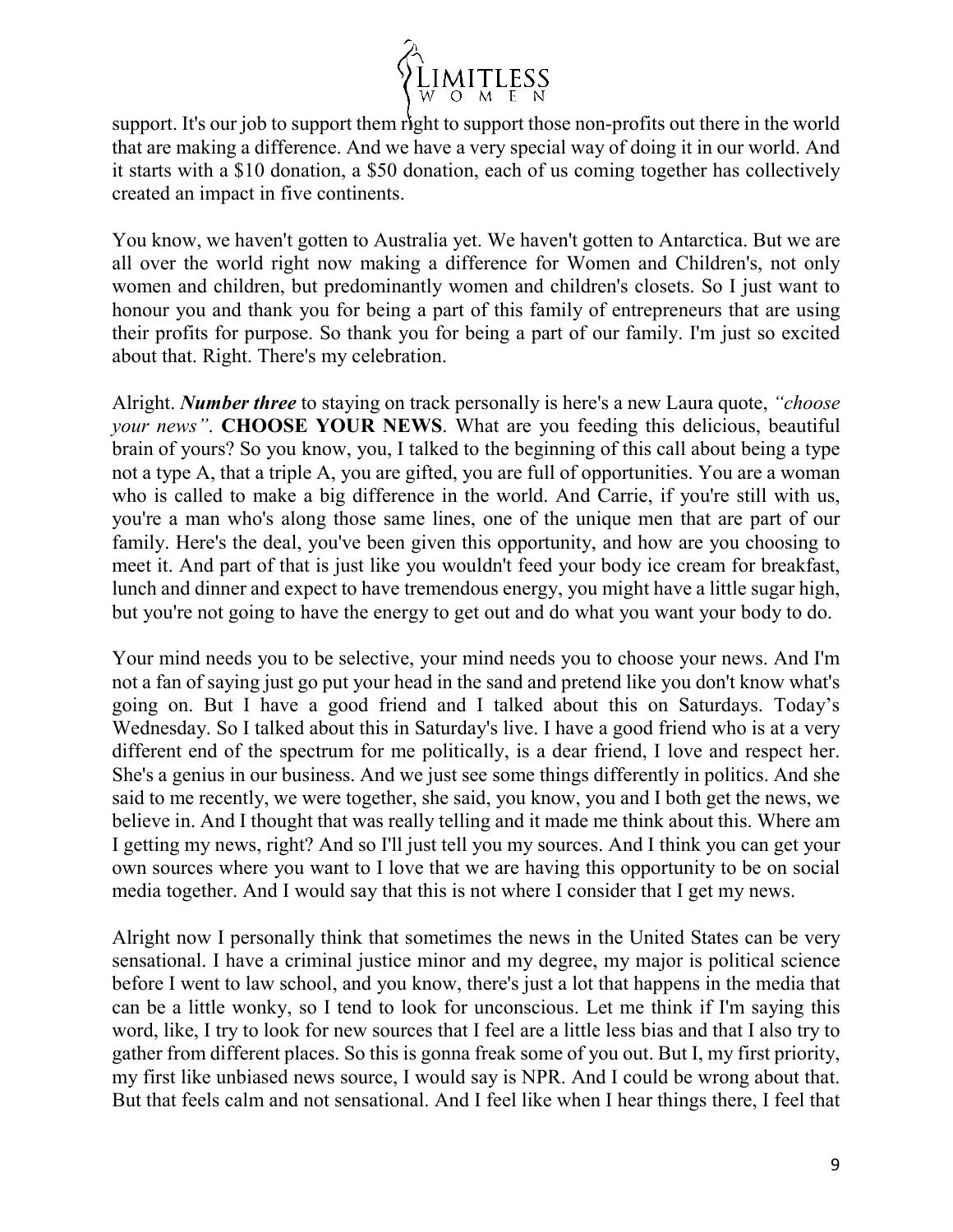support. It's our job to support them right to support those non-profits out there in the world that are making a difference. And we have a very special way of doing it in our world. And it starts with a $10 donation, a $50 donation, each of us coming together has collectively created an impact in five continents.

You know, we haven't gotten to Australia yet. We haven't gotten to Antarctica. But we are all over the world right now making a difference for Women and Children's, not only women and children, but predominantly women and children's closets. So I just want to honour you and thank you for being a part of this family of entrepreneurs that are using their profits for purpose. So thank you for being a part of our family. I'm just so excited about that. Right. There's my celebration.

Alright. ***Number three*** to staying on track personally is here's a new Laura quote, *"choose your news"*. **CHOOSE YOUR NEWS**. What are you feeding this delicious, beautiful brain of yours? So you know, you, I talked to the beginning of this call about being a type not a type A, that a triple A, you are gifted, you are full of opportunities. You are a woman who is called to make a big difference in the world. And Carrie, if you're still with us, you're a man who's along those same lines, one of the unique men that are part of our family. Here's the deal, you've been given this opportunity, and how are you choosing to meet it. And part of that is just like you wouldn't feed your body ice cream for breakfast, lunch and dinner and expect to have tremendous energy, you might have a little sugar high, but you're not going to have the energy to get out and do what you want your body to do.

Your mind needs you to be selective, your mind needs you to choose your news. And I'm not a fan of saying just go put your head in the sand and pretend like you don't know what's going on. But I have a good friend and I talked about this on Saturdays. Today's Wednesday. So I talked about this in Saturday's live. I have a good friend who is at a very different end of the spectrum for me politically, is a dear friend, I love and respect her. She's a genius in our business. And we just see some things differently in politics. And she said to me recently, we were together, she said, you know, you and I both get the news, we believe in. And I thought that was really telling and it made me think about this. Where am I getting my news, right? And so I'll just tell you my sources. And I think you can get your own sources where you want to I love that we are having this opportunity to be on social media together. And I would say that this is not where I consider that I get my news.

Alright now I personally think that sometimes the news in the United States can be very sensational. I have a criminal justice minor and my degree, my major is political science before I went to law school, and you know, there's just a lot that happens in the media that can be a little wonky, so I tend to look for unconscious. Let me think if I'm saying this word, like, I try to look for new sources that I feel are a little less bias and that I also try to gather from different places. So this is gonna freak some of you out. But I, my first priority, my first like unbiased news source, I would say is NPR. And I could be wrong about that. But that feels calm and not sensational. And I feel like when I hear things there, I feel that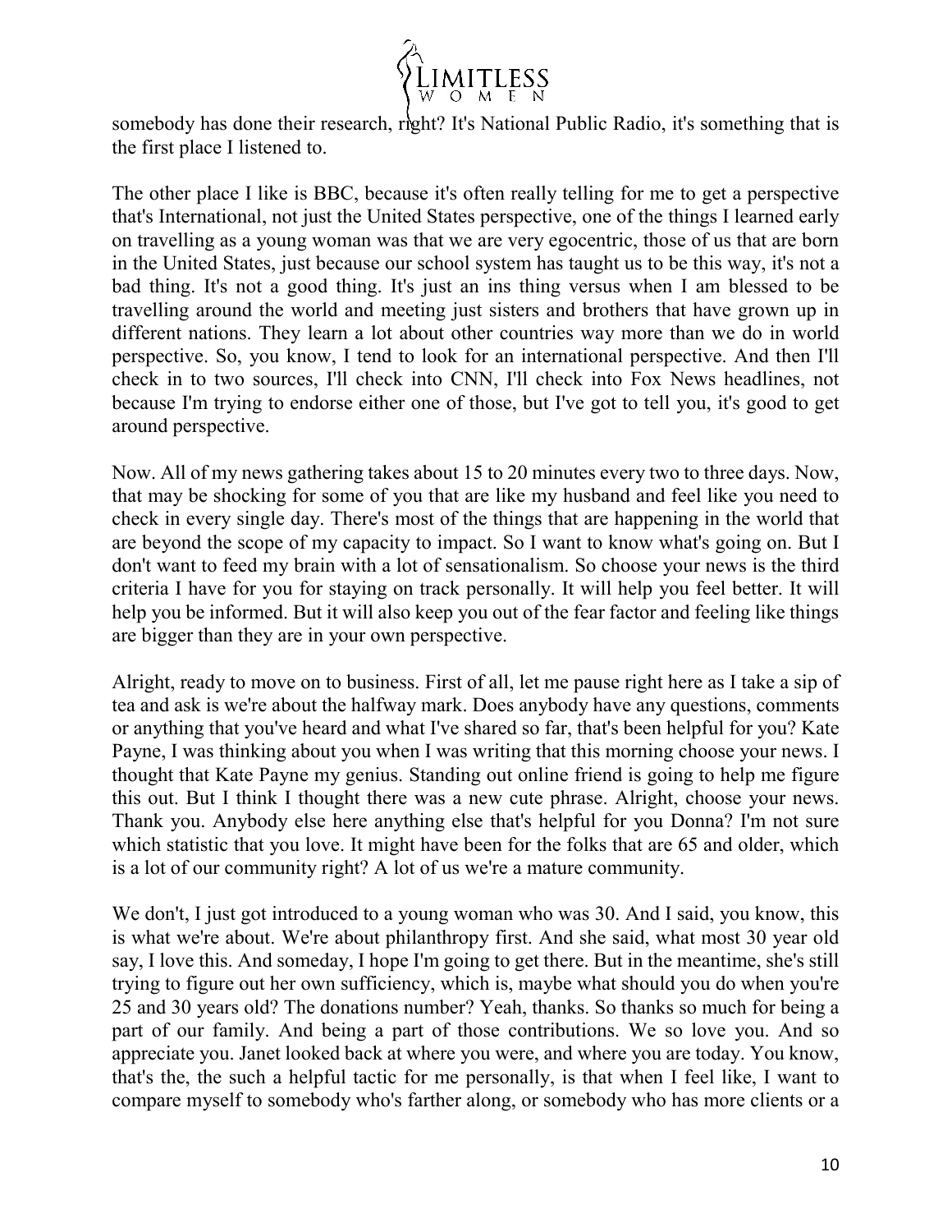somebody has done their research, right? It's National Public Radio, it's something that is the first place I listened to.

The other place I like is BBC, because it's often really telling for me to get a perspective that's International, not just the United States perspective, one of the things I learned early on travelling as a young woman was that we are very egocentric, those of us that are born in the United States, just because our school system has taught us to be this way, it's not a bad thing. It's not a good thing. It's just an ins thing versus when I am blessed to be travelling around the world and meeting just sisters and brothers that have grown up in different nations. They learn a lot about other countries way more than we do in world perspective. So, you know, I tend to look for an international perspective. And then I'll check in to two sources, I'll check into CNN, I'll check into Fox News headlines, not because I'm trying to endorse either one of those, but I've got to tell you, it's good to get around perspective.

Now. All of my news gathering takes about 15 to 20 minutes every two to three days. Now, that may be shocking for some of you that are like my husband and feel like you need to check in every single day. There's most of the things that are happening in the world that are beyond the scope of my capacity to impact. So I want to know what's going on. But I don't want to feed my brain with a lot of sensationalism. So choose your news is the third criteria I have for you for staying on track personally. It will help you feel better. It will help you be informed. But it will also keep you out of the fear factor and feeling like things are bigger than they are in your own perspective.

Alright, ready to move on to business. First of all, let me pause right here as I take a sip of tea and ask is we're about the halfway mark. Does anybody have any questions, comments or anything that you've heard and what I've shared so far, that's been helpful for you? Kate Payne, I was thinking about you when I was writing that this morning choose your news. I thought that Kate Payne my genius. Standing out online friend is going to help me figure this out. But I think I thought there was a new cute phrase. Alright, choose your news. Thank you. Anybody else here anything else that's helpful for you Donna? I'm not sure which statistic that you love. It might have been for the folks that are 65 and older, which is a lot of our community right? A lot of us we're a mature community.

We don't, I just got introduced to a young woman who was 30. And I said, you know, this is what we're about. We're about philanthropy first. And she said, what most 30 year old say, I love this. And someday, I hope I'm going to get there. But in the meantime, she's still trying to figure out her own sufficiency, which is, maybe what should you do when you're 25 and 30 years old? The donations number? Yeah, thanks. So thanks so much for being a part of our family. And being a part of those contributions. We so love you. And so appreciate you. Janet looked back at where you were, and where you are today. You know, that's the, the such a helpful tactic for me personally, is that when I feel like, I want to compare myself to somebody who's farther along, or somebody who has more clients or a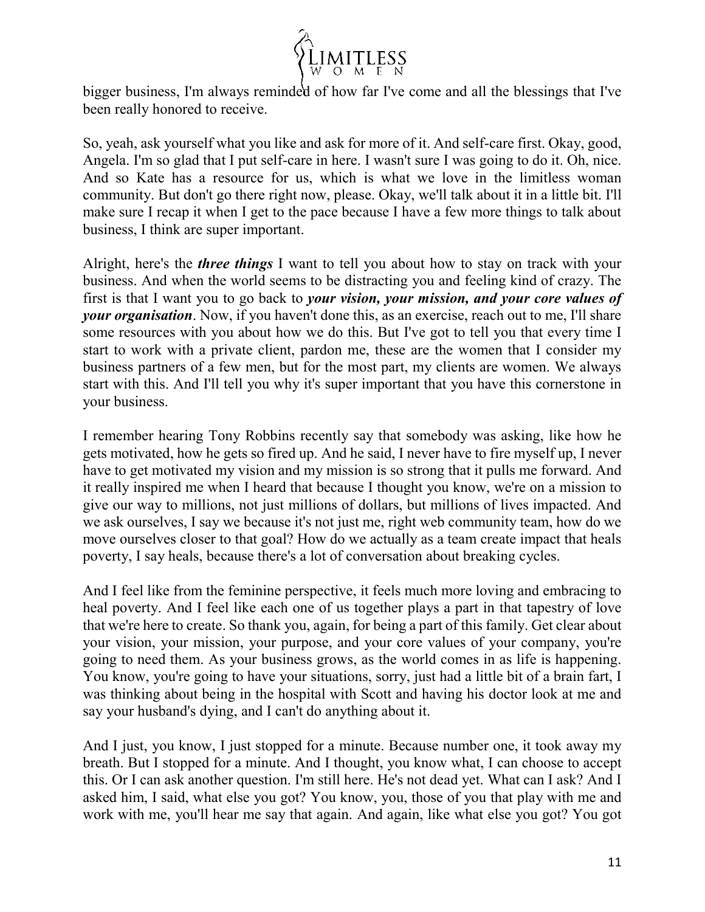bigger business, I'm always reminded of how far I've come and all the blessings that I've been really honored to receive.

So, yeah, ask yourself what you like and ask for more of it. And self-care first. Okay, good, Angela. I'm so glad that I put self-care in here. I wasn't sure I was going to do it. Oh, nice. And so Kate has a resource for us, which is what we love in the limitless woman community. But don't go there right now, please. Okay, we'll talk about it in a little bit. I'll make sure I recap it when I get to the pace because I have a few more things to talk about business, I think are super important.

Alright, here's the ***three things*** I want to tell you about how to stay on track with your business. And when the world seems to be distracting you and feeling kind of crazy. The first is that I want you to go back to ***your vision, your mission, and your core values of your organisation***. Now, if you haven't done this, as an exercise, reach out to me, I'll share some resources with you about how we do this. But I've got to tell you that every time I start to work with a private client, pardon me, these are the women that I consider my business partners of a few men, but for the most part, my clients are women. We always start with this. And I'll tell you why it's super important that you have this cornerstone in your business.

I remember hearing Tony Robbins recently say that somebody was asking, like how he gets motivated, how he gets so fired up. And he said, I never have to fire myself up, I never have to get motivated my vision and my mission is so strong that it pulls me forward. And it really inspired me when I heard that because I thought you know, we're on a mission to give our way to millions, not just millions of dollars, but millions of lives impacted. And we ask ourselves, I say we because it's not just me, right web community team, how do we move ourselves closer to that goal? How do we actually as a team create impact that heals poverty, I say heals, because there's a lot of conversation about breaking cycles.

And I feel like from the feminine perspective, it feels much more loving and embracing to heal poverty. And I feel like each one of us together plays a part in that tapestry of love that we're here to create. So thank you, again, for being a part of this family. Get clear about your vision, your mission, your purpose, and your core values of your company, you're going to need them. As your business grows, as the world comes in as life is happening. You know, you're going to have your situations, sorry, just had a little bit of a brain fart, I was thinking about being in the hospital with Scott and having his doctor look at me and say your husband's dying, and I can't do anything about it.

And I just, you know, I just stopped for a minute. Because number one, it took away my breath. But I stopped for a minute. And I thought, you know what, I can choose to accept this. Or I can ask another question. I'm still here. He's not dead yet. What can I ask? And I asked him, I said, what else you got? You know, you, those of you that play with me and work with me, you'll hear me say that again. And again, like what else you got? You got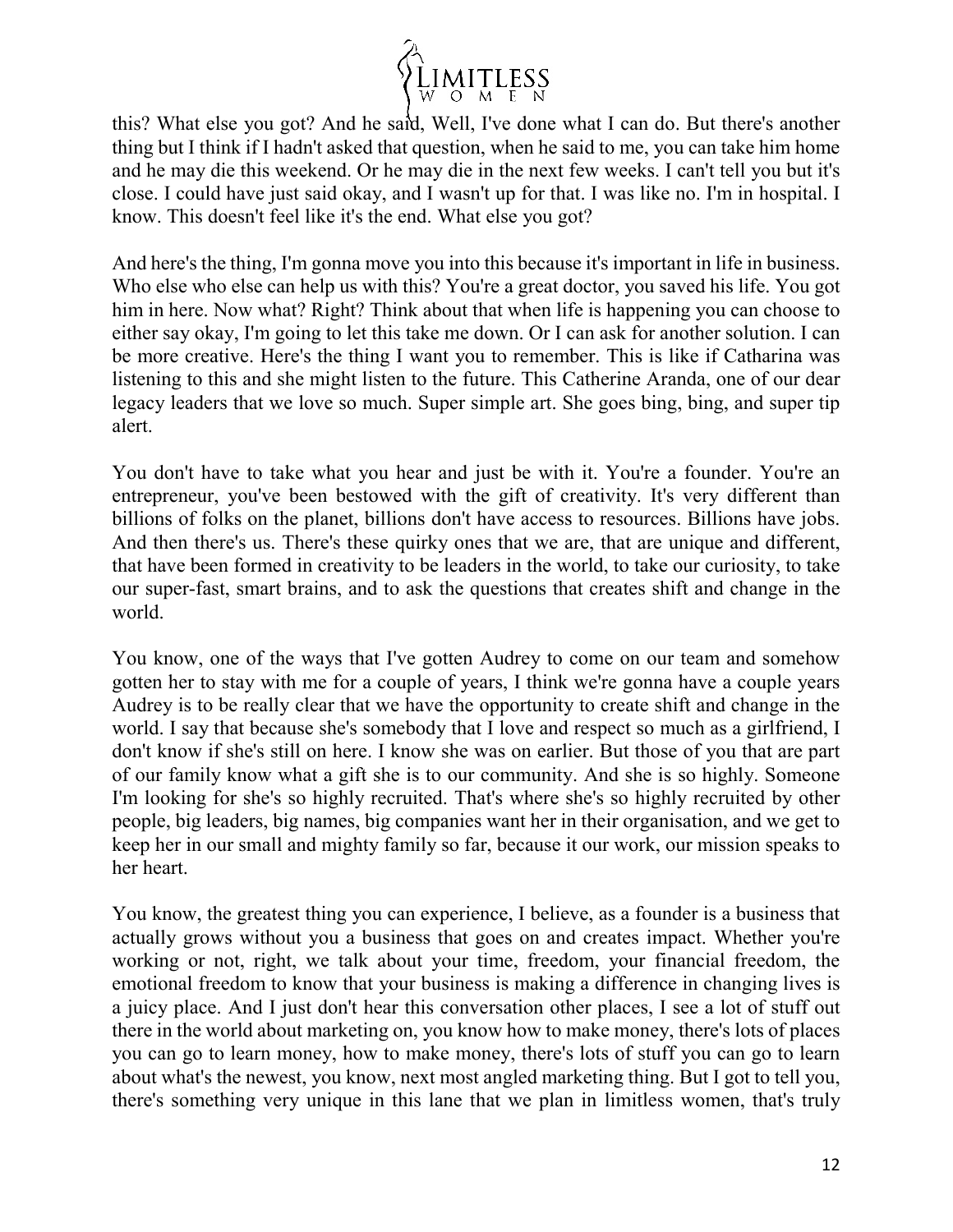this? What else you got? And he said, Well, I've done what I can do. But there's another thing but I think if I hadn't asked that question, when he said to me, you can take him home and he may die this weekend. Or he may die in the next few weeks. I can't tell you but it's close. I could have just said okay, and I wasn't up for that. I was like no. I'm in hospital. I know. This doesn't feel like it's the end. What else you got?

And here's the thing, I'm gonna move you into this because it's important in life in business. Who else who else can help us with this? You're a great doctor, you saved his life. You got him in here. Now what? Right? Think about that when life is happening you can choose to either say okay, I'm going to let this take me down. Or I can ask for another solution. I can be more creative. Here's the thing I want you to remember. This is like if Catharina was listening to this and she might listen to the future. This Catherine Aranda, one of our dear legacy leaders that we love so much. Super simple art. She goes bing, bing, and super tip alert.

You don't have to take what you hear and just be with it. You're a founder. You're an entrepreneur, you've been bestowed with the gift of creativity. It's very different than billions of folks on the planet, billions don't have access to resources. Billions have jobs. And then there's us. There's these quirky ones that we are, that are unique and different, that have been formed in creativity to be leaders in the world, to take our curiosity, to take our super-fast, smart brains, and to ask the questions that creates shift and change in the world.

You know, one of the ways that I've gotten Audrey to come on our team and somehow gotten her to stay with me for a couple of years, I think we're gonna have a couple years Audrey is to be really clear that we have the opportunity to create shift and change in the world. I say that because she's somebody that I love and respect so much as a girlfriend, I don't know if she's still on here. I know she was on earlier. But those of you that are part of our family know what a gift she is to our community. And she is so highly. Someone I'm looking for she's so highly recruited. That's where she's so highly recruited by other people, big leaders, big names, big companies want her in their organisation, and we get to keep her in our small and mighty family so far, because it our work, our mission speaks to her heart.

You know, the greatest thing you can experience, I believe, as a founder is a business that actually grows without you a business that goes on and creates impact. Whether you're working or not, right, we talk about your time, freedom, your financial freedom, the emotional freedom to know that your business is making a difference in changing lives is a juicy place. And I just don't hear this conversation other places, I see a lot of stuff out there in the world about marketing on, you know how to make money, there's lots of places you can go to learn money, how to make money, there's lots of stuff you can go to learn about what's the newest, you know, next most angled marketing thing. But I got to tell you, there's something very unique in this lane that we plan in limitless women, that's truly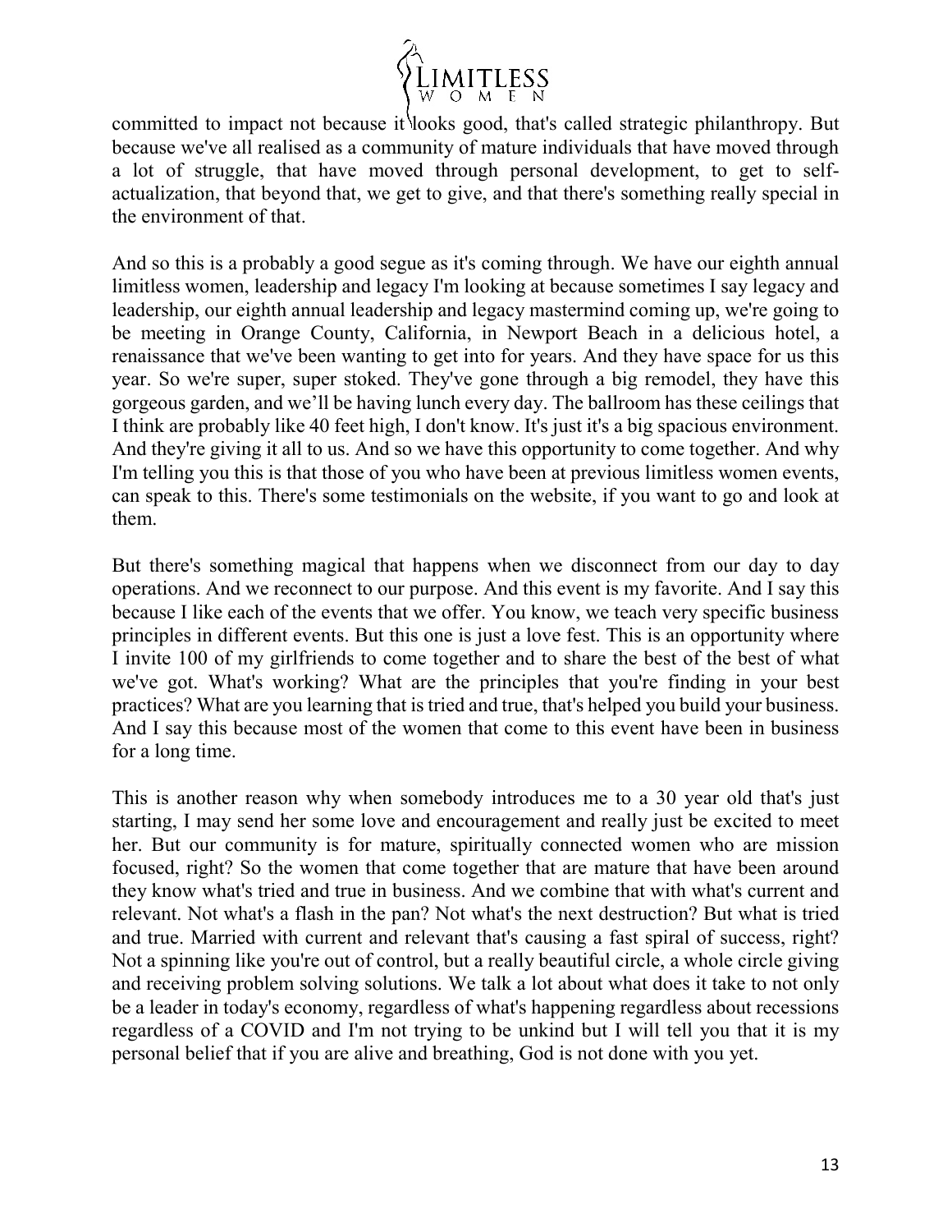committed to impact not because it looks good, that's called strategic philanthropy. But because we've all realised as a community of mature individuals that have moved through a lot of struggle, that have moved through personal development, to get to self-actualization, that beyond that, we get to give, and that there's something really special in the environment of that.

And so this is a probably a good segue as it's coming through. We have our eighth annual limitless women, leadership and legacy I'm looking at because sometimes I say legacy and leadership, our eighth annual leadership and legacy mastermind coming up, we're going to be meeting in Orange County, California, in Newport Beach in a delicious hotel, a renaissance that we've been wanting to get into for years. And they have space for us this year. So we're super, super stoked. They've gone through a big remodel, they have this gorgeous garden, and we'll be having lunch every day. The ballroom has these ceilings that I think are probably like 40 feet high, I don't know. It's just it's a big spacious environment. And they're giving it all to us. And so we have this opportunity to come together. And why I'm telling you this is that those of you who have been at previous limitless women events, can speak to this. There's some testimonials on the website, if you want to go and look at them.

But there's something magical that happens when we disconnect from our day to day operations. And we reconnect to our purpose. And this event is my favorite. And I say this because I like each of the events that we offer. You know, we teach very specific business principles in different events. But this one is just a love fest. This is an opportunity where I invite 100 of my girlfriends to come together and to share the best of the best of what we've got. What's working? What are the principles that you're finding in your best practices? What are you learning that is tried and true, that's helped you build your business. And I say this because most of the women that come to this event have been in business for a long time.

This is another reason why when somebody introduces me to a 30 year old that's just starting, I may send her some love and encouragement and really just be excited to meet her. But our community is for mature, spiritually connected women who are mission focused, right? So the women that come together that are mature that have been around they know what's tried and true in business. And we combine that with what's current and relevant. Not what's a flash in the pan? Not what's the next destruction? But what is tried and true. Married with current and relevant that's causing a fast spiral of success, right? Not a spinning like you're out of control, but a really beautiful circle, a whole circle giving and receiving problem solving solutions. We talk a lot about what does it take to not only be a leader in today's economy, regardless of what's happening regardless about recessions regardless of a COVID and I'm not trying to be unkind but I will tell you that it is my personal belief that if you are alive and breathing, God is not done with you yet.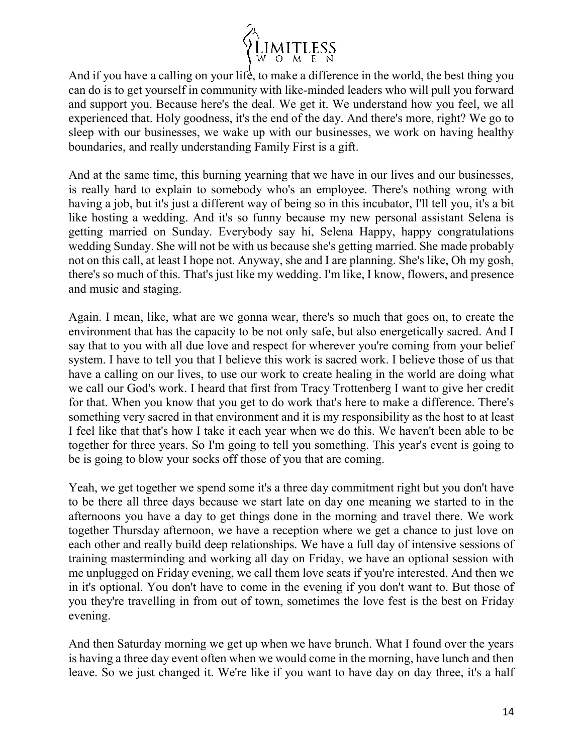And if you have a calling on your life, to make a difference in the world, the best thing you can do is to get yourself in community with like-minded leaders who will pull you forward and support you. Because here's the deal. We get it. We understand how you feel, we all experienced that. Holy goodness, it's the end of the day. And there's more, right? We go to sleep with our businesses, we wake up with our businesses, we work on having healthy boundaries, and really understanding Family First is a gift.

And at the same time, this burning yearning that we have in our lives and our businesses, is really hard to explain to somebody who's an employee. There's nothing wrong with having a job, but it's just a different way of being so in this incubator, I'll tell you, it's a bit like hosting a wedding. And it's so funny because my new personal assistant Selena is getting married on Sunday. Everybody say hi, Selena Happy, happy congratulations wedding Sunday. She will not be with us because she's getting married. She made probably not on this call, at least I hope not. Anyway, she and I are planning. She's like, Oh my gosh, there's so much of this. That's just like my wedding. I'm like, I know, flowers, and presence and music and staging.

Again. I mean, like, what are we gonna wear, there's so much that goes on, to create the environment that has the capacity to be not only safe, but also energetically sacred. And I say that to you with all due love and respect for wherever you're coming from your belief system. I have to tell you that I believe this work is sacred work. I believe those of us that have a calling on our lives, to use our work to create healing in the world are doing what we call our God's work. I heard that first from Tracy Trottenberg I want to give her credit for that. When you know that you get to do work that's here to make a difference. There's something very sacred in that environment and it is my responsibility as the host to at least I feel like that that's how I take it each year when we do this. We haven't been able to be together for three years. So I'm going to tell you something. This year's event is going to be is going to blow your socks off those of you that are coming.

Yeah, we get together we spend some it's a three day commitment right but you don't have to be there all three days because we start late on day one meaning we started to in the afternoons you have a day to get things done in the morning and travel there. We work together Thursday afternoon, we have a reception where we get a chance to just love on each other and really build deep relationships. We have a full day of intensive sessions of training masterminding and working all day on Friday, we have an optional session with me unplugged on Friday evening, we call them love seats if you're interested. And then we in it's optional. You don't have to come in the evening if you don't want to. But those of you they're travelling in from out of town, sometimes the love fest is the best on Friday evening.

And then Saturday morning we get up when we have brunch. What I found over the years is having a three day event often when we would come in the morning, have lunch and then leave. So we just changed it. We're like if you want to have day on day three, it's a half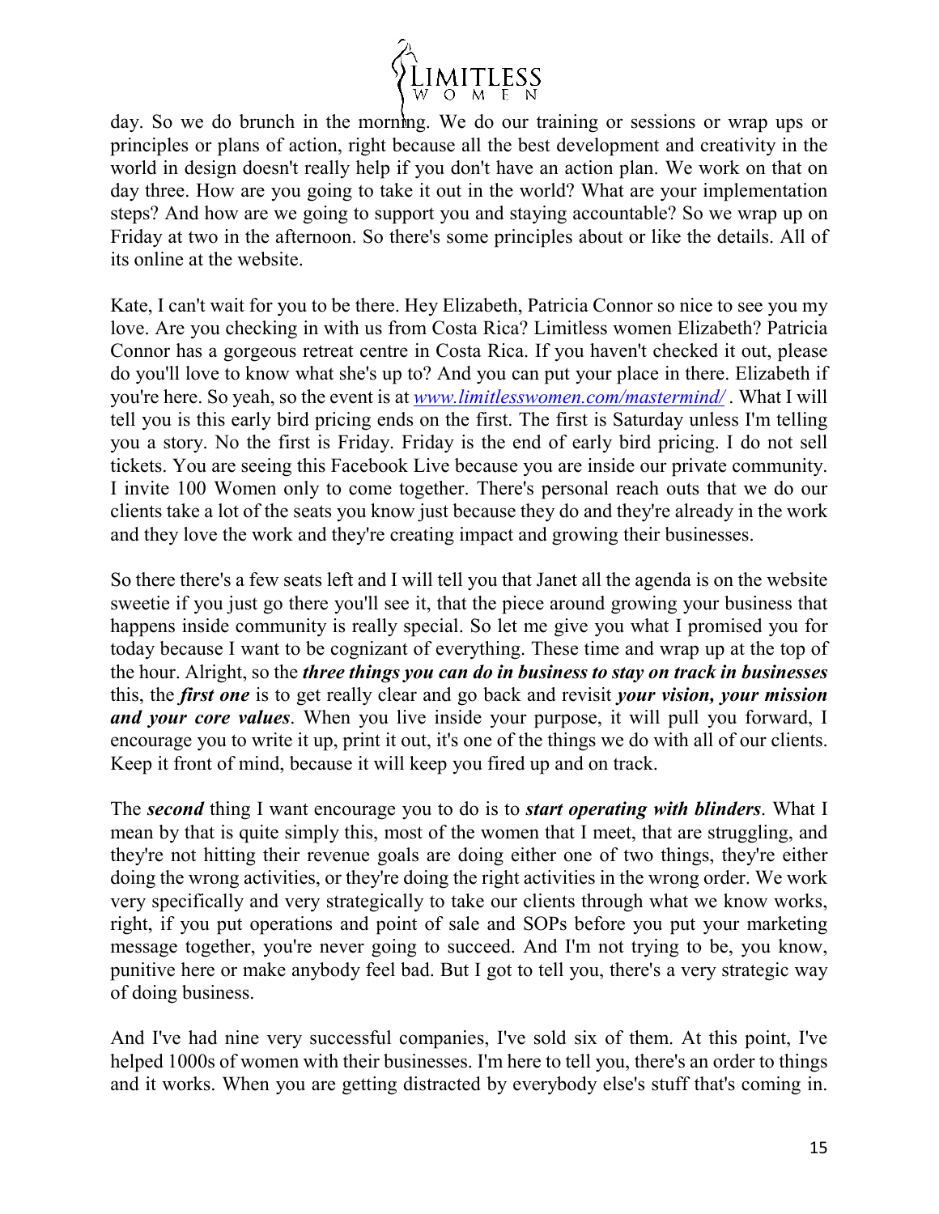day. So we do brunch in the morning. We do our training or sessions or wrap ups or principles or plans of action, right because all the best development and creativity in the world in design doesn't really help if you don't have an action plan. We work on that on day three. How are you going to take it out in the world? What are your implementation steps? And how are we going to support you and staying accountable? So we wrap up on Friday at two in the afternoon. So there's some principles about or like the details. All of its online at the website.

Kate, I can't wait for you to be there. Hey Elizabeth, Patricia Connor so nice to see you my love. Are you checking in with us from Costa Rica? Limitless women Elizabeth? Patricia Connor has a gorgeous retreat centre in Costa Rica. If you haven't checked it out, please do you'll love to know what she's up to? And you can put your place in there. Elizabeth if you're here. So yeah, so the event is at [www.limitlesswomen.com/mastermind/](www.limitlesswomen.com/mastermind/) . What I will tell you is this early bird pricing ends on the first. The first is Saturday unless I'm telling you a story. No the first is Friday. Friday is the end of early bird pricing. I do not sell tickets. You are seeing this Facebook Live because you are inside our private community. I invite 100 Women only to come together. There's personal reach outs that we do our clients take a lot of the seats you know just because they do and they're already in the work and they love the work and they're creating impact and growing their businesses.

So there there's a few seats left and I will tell you that Janet all the agenda is on the website sweetie if you just go there you'll see it, that the piece around growing your business that happens inside community is really special. So let me give you what I promised you for today because I want to be cognizant of everything. These time and wrap up at the top of the hour. Alright, so the ***three things you can do in business to stay on track in businesses*** this, the ***first one*** is to get really clear and go back and revisit ***your vision, your mission and your core values***. When you live inside your purpose, it will pull you forward, I encourage you to write it up, print it out, it's one of the things we do with all of our clients. Keep it front of mind, because it will keep you fired up and on track.

The ***second*** thing I want encourage you to do is to ***start operating with blinders***. What I mean by that is quite simply this, most of the women that I meet, that are struggling, and they're not hitting their revenue goals are doing either one of two things, they're either doing the wrong activities, or they're doing the right activities in the wrong order. We work very specifically and very strategically to take our clients through what we know works, right, if you put operations and point of sale and SOPs before you put your marketing message together, you're never going to succeed. And I'm not trying to be, you know, punitive here or make anybody feel bad. But I got to tell you, there's a very strategic way of doing business.

And I've had nine very successful companies, I've sold six of them. At this point, I've helped 1000s of women with their businesses. I'm here to tell you, there's an order to things and it works. When you are getting distracted by everybody else's stuff that's coming in.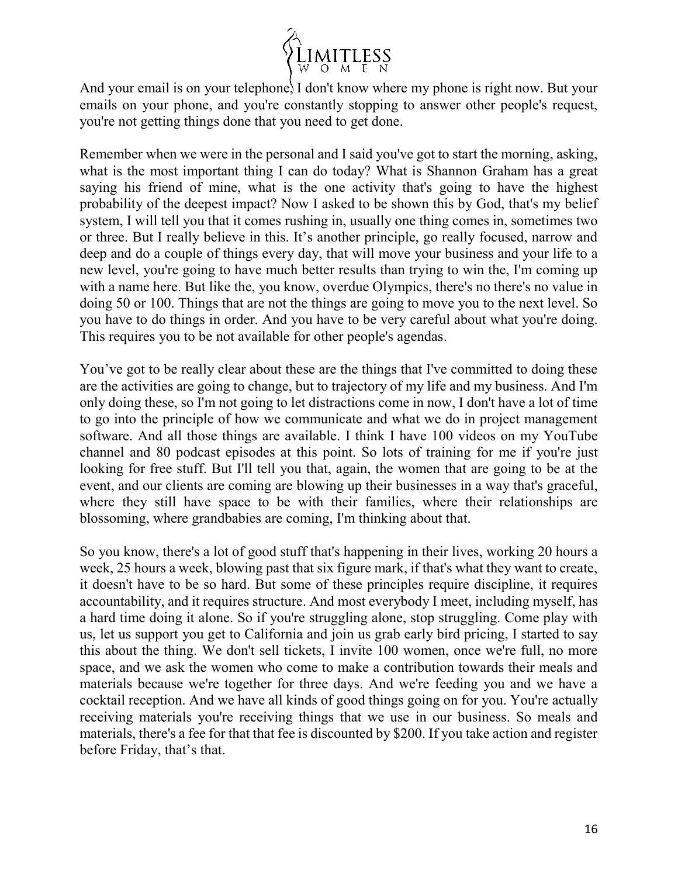And your email is on your telephone, I don't know where my phone is right now. But your emails on your phone, and you're constantly stopping to answer other people's request, you're not getting things done that you need to get done.

Remember when we were in the personal and I said you've got to start the morning, asking, what is the most important thing I can do today? What is Shannon Graham has a great saying his friend of mine, what is the one activity that's going to have the highest probability of the deepest impact? Now I asked to be shown this by God, that's my belief system, I will tell you that it comes rushing in, usually one thing comes in, sometimes two or three. But I really believe in this. It's another principle, go really focused, narrow and deep and do a couple of things every day, that will move your business and your life to a new level, you're going to have much better results than trying to win the, I'm coming up with a name here. But like the, you know, overdue Olympics, there's no there's no value in doing 50 or 100. Things that are not the things are going to move you to the next level. So you have to do things in order. And you have to be very careful about what you're doing. This requires you to be not available for other people's agendas.

You've got to be really clear about these are the things that I've committed to doing these are the activities are going to change, but to trajectory of my life and my business. And I'm only doing these, so I'm not going to let distractions come in now, I don't have a lot of time to go into the principle of how we communicate and what we do in project management software. And all those things are available. I think I have 100 videos on my YouTube channel and 80 podcast episodes at this point. So lots of training for me if you're just looking for free stuff. But I'll tell you that, again, the women that are going to be at the event, and our clients are coming are blowing up their businesses in a way that's graceful, where they still have space to be with their families, where their relationships are blossoming, where grandbabies are coming, I'm thinking about that.

So you know, there's a lot of good stuff that's happening in their lives, working 20 hours a week, 25 hours a week, blowing past that six figure mark, if that's what they want to create, it doesn't have to be so hard. But some of these principles require discipline, it requires accountability, and it requires structure. And most everybody I meet, including myself, has a hard time doing it alone. So if you're struggling alone, stop struggling. Come play with us, let us support you get to California and join us grab early bird pricing, I started to say this about the thing. We don't sell tickets, I invite 100 women, once we're full, no more space, and we ask the women who come to make a contribution towards their meals and materials because we're together for three days. And we're feeding you and we have a cocktail reception. And we have all kinds of good things going on for you. You're actually receiving materials you're receiving things that we use in our business. So meals and materials, there's a fee for that that fee is discounted by $200. If you take action and register before Friday, that's that.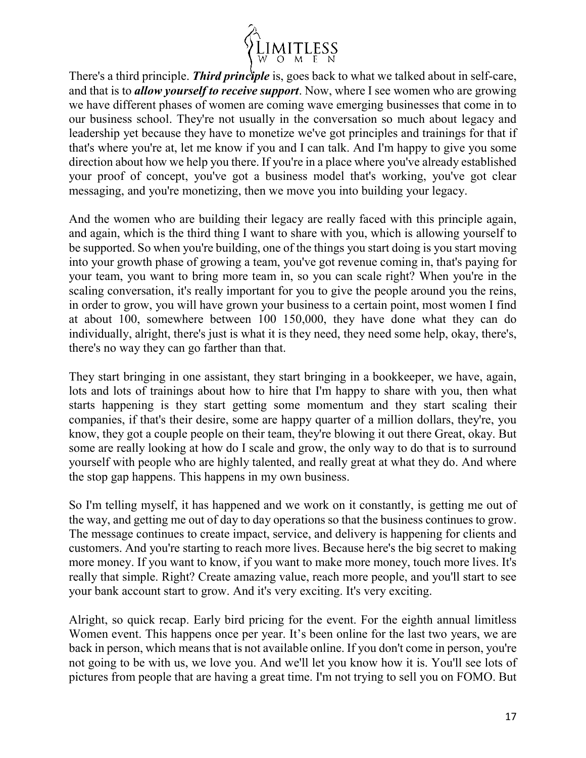There's a third principle. ***Third principle*** is, goes back to what we talked about in self-care, and that is to ***allow yourself to receive support***. Now, where I see women who are growing we have different phases of women are coming wave emerging businesses that come in to our business school. They're not usually in the conversation so much about legacy and leadership yet because they have to monetize we've got principles and trainings for that if that's where you're at, let me know if you and I can talk. And I'm happy to give you some direction about how we help you there. If you're in a place where you've already established your proof of concept, you've got a business model that's working, you've got clear messaging, and you're monetizing, then we move you into building your legacy.

And the women who are building their legacy are really faced with this principle again, and again, which is the third thing I want to share with you, which is allowing yourself to be supported. So when you're building, one of the things you start doing is you start moving into your growth phase of growing a team, you've got revenue coming in, that's paying for your team, you want to bring more team in, so you can scale right? When you're in the scaling conversation, it's really important for you to give the people around you the reins, in order to grow, you will have grown your business to a certain point, most women I find at about 100, somewhere between 100 150,000, they have done what they can do individually, alright, there's just is what it is they need, they need some help, okay, there's, there's no way they can go farther than that.

They start bringing in one assistant, they start bringing in a bookkeeper, we have, again, lots and lots of trainings about how to hire that I'm happy to share with you, then what starts happening is they start getting some momentum and they start scaling their companies, if that's their desire, some are happy quarter of a million dollars, they're, you know, they got a couple people on their team, they're blowing it out there Great, okay. But some are really looking at how do I scale and grow, the only way to do that is to surround yourself with people who are highly talented, and really great at what they do. And where the stop gap happens. This happens in my own business.

So I'm telling myself, it has happened and we work on it constantly, is getting me out of the way, and getting me out of day to day operations so that the business continues to grow. The message continues to create impact, service, and delivery is happening for clients and customers. And you're starting to reach more lives. Because here's the big secret to making more money. If you want to know, if you want to make more money, touch more lives. It's really that simple. Right? Create amazing value, reach more people, and you'll start to see your bank account start to grow. And it's very exciting. It's very exciting.

Alright, so quick recap. Early bird pricing for the event. For the eighth annual limitless Women event. This happens once per year. It's been online for the last two years, we are back in person, which means that is not available online. If you don't come in person, you're not going to be with us, we love you. And we'll let you know how it is. You'll see lots of pictures from people that are having a great time. I'm not trying to sell you on FOMO. But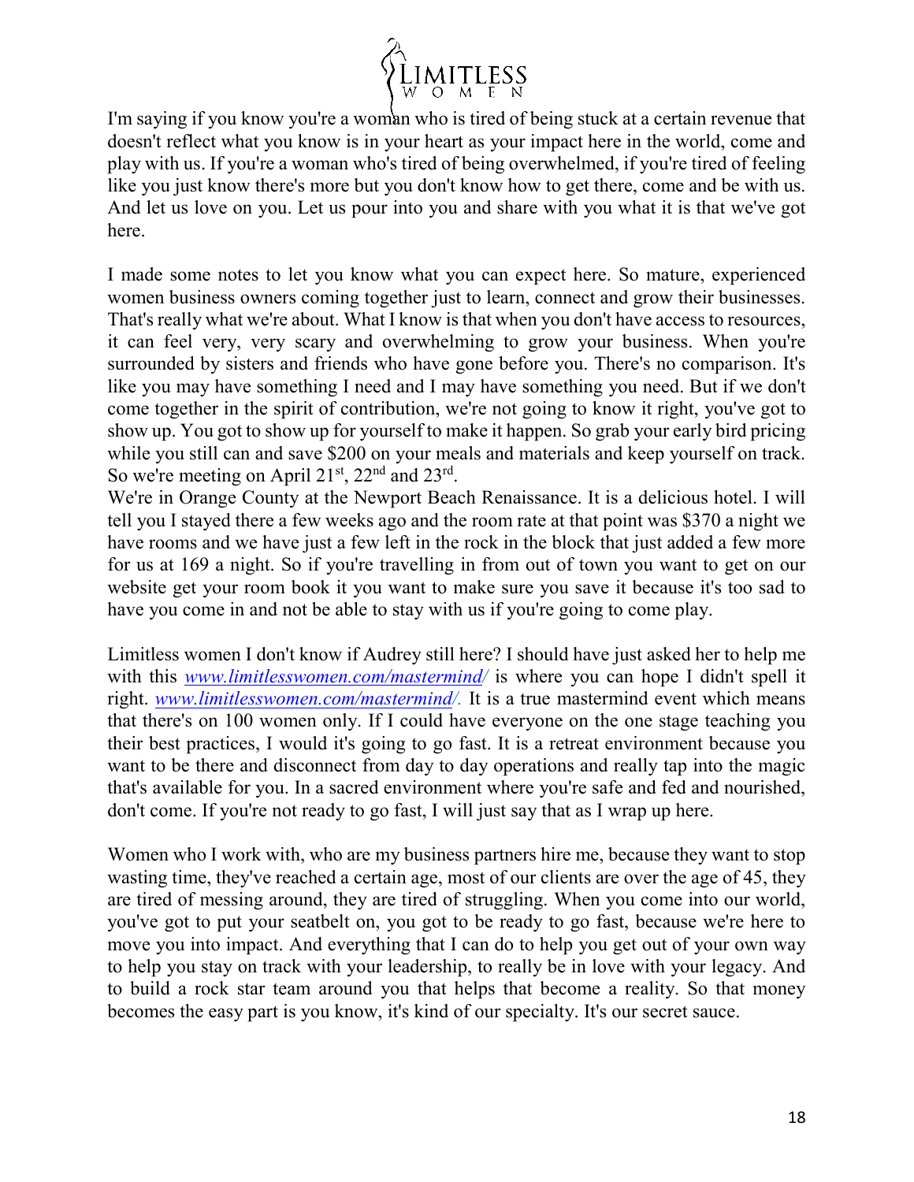I'm saying if you know you're a woman who is tired of being stuck at a certain revenue that doesn't reflect what you know is in your heart as your impact here in the world, come and play with us. If you're a woman who's tired of being overwhelmed, if you're tired of feeling like you just know there's more but you don't know how to get there, come and be with us. And let us love on you. Let us pour into you and share with you what it is that we've got here.

I made some notes to let you know what you can expect here. So mature, experienced women business owners coming together just to learn, connect and grow their businesses. That's really what we're about. What I know is that when you don't have access to resources, it can feel very, very scary and overwhelming to grow your business. When you're surrounded by sisters and friends who have gone before you. There's no comparison. It's like you may have something I need and I may have something you need. But if we don't come together in the spirit of contribution, we're not going to know it right, you've got to show up. You got to show up for yourself to make it happen. So grab your early bird pricing while you still can and save $200 on your meals and materials and keep yourself on track. So we're meeting on April 21st, 22nd and 23rd.

We're in Orange County at the Newport Beach Renaissance. It is a delicious hotel. I will tell you I stayed there a few weeks ago and the room rate at that point was $370 a night we have rooms and we have just a few left in the rock in the block that just added a few more for us at 169 a night. So if you're travelling in from out of town you want to get on our website get your room book it you want to make sure you save it because it's too sad to have you come in and not be able to stay with us if you're going to come play.

Limitless women I don't know if Audrey still here? I should have just asked her to help me with this *www.limitlesswomen.com/mastermind/* is where you can hope I didn't spell it right. *www.limitlesswomen.com/mastermind/.* It is a true mastermind event which means that there's on 100 women only. If I could have everyone on the one stage teaching you their best practices, I would it's going to go fast. It is a retreat environment because you want to be there and disconnect from day to day operations and really tap into the magic that's available for you. In a sacred environment where you're safe and fed and nourished, don't come. If you're not ready to go fast, I will just say that as I wrap up here.

Women who I work with, who are my business partners hire me, because they want to stop wasting time, they've reached a certain age, most of our clients are over the age of 45, they are tired of messing around, they are tired of struggling. When you come into our world, you've got to put your seatbelt on, you got to be ready to go fast, because we're here to move you into impact. And everything that I can do to help you get out of your own way to help you stay on track with your leadership, to really be in love with your legacy. And to build a rock star team around you that helps that become a reality. So that money becomes the easy part is you know, it's kind of our specialty. It's our secret sauce.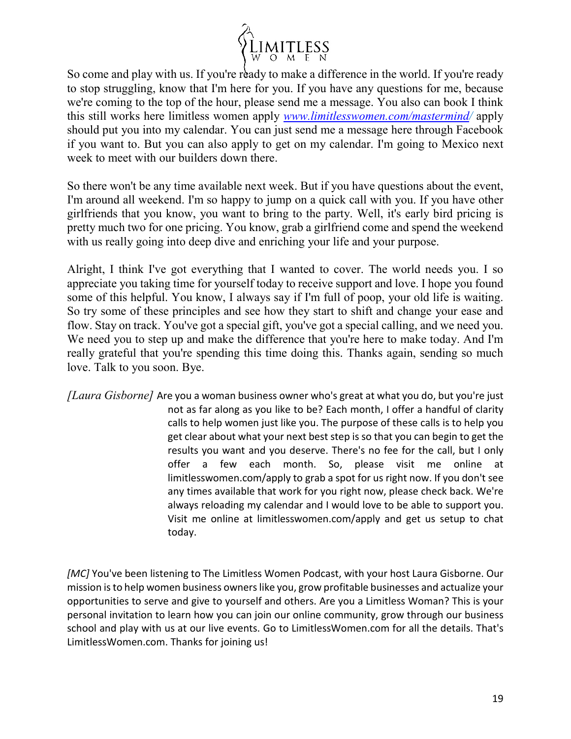So come and play with us. If you're ready to make a difference in the world. If you're ready to stop struggling, know that I'm here for you. If you have any questions for me, because we're coming to the top of the hour, please send me a message. You also can book I think this still works here limitless women apply [www.limitlesswomen.com/mastermind/](www.limitlesswomen.com/mastermind/) apply should put you into my calendar. You can just send me a message here through Facebook if you want to. But you can also apply to get on my calendar. I'm going to Mexico next week to meet with our builders down there.

So there won't be any time available next week. But if you have questions about the event, I'm around all weekend. I'm so happy to jump on a quick call with you. If you have other girlfriends that you know, you want to bring to the party. Well, it's early bird pricing is pretty much two for one pricing. You know, grab a girlfriend come and spend the weekend with us really going into deep dive and enriching your life and your purpose.

Alright, I think I've got everything that I wanted to cover. The world needs you. I so appreciate you taking time for yourself today to receive support and love. I hope you found some of this helpful. You know, I always say if I'm full of poop, your old life is waiting. So try some of these principles and see how they start to shift and change your ease and flow. Stay on track. You've got a special gift, you've got a special calling, and we need you. We need you to step up and make the difference that you're here to make today. And I'm really grateful that you're spending this time doing this. Thanks again, sending so much love. Talk to you soon. Bye.

*[Laura Gisborne]* Are you a woman business owner who's great at what you do, but you're just not as far along as you like to be? Each month, I offer a handful of clarity calls to help women just like you. The purpose of these calls is to help you get clear about what your next best step is so that you can begin to get the results you want and you deserve. There's no fee for the call, but I only offer a few each month. So, please visit me online at limitlesswomen.com/apply to grab a spot for us right now. If you don't see any times available that work for you right now, please check back. We're always reloading my calendar and I would love to be able to support you. Visit me online at limitlesswomen.com/apply and get us setup to chat today.

*[MC]* You've been listening to The Limitless Women Podcast, with your host Laura Gisborne. Our mission is to help women business owners like you, grow profitable businesses and actualize your opportunities to serve and give to yourself and others. Are you a Limitless Woman? This is your personal invitation to learn how you can join our online community, grow through our business school and play with us at our live events. Go to LimitlessWomen.com for all the details. That's LimitlessWomen.com. Thanks for joining us!